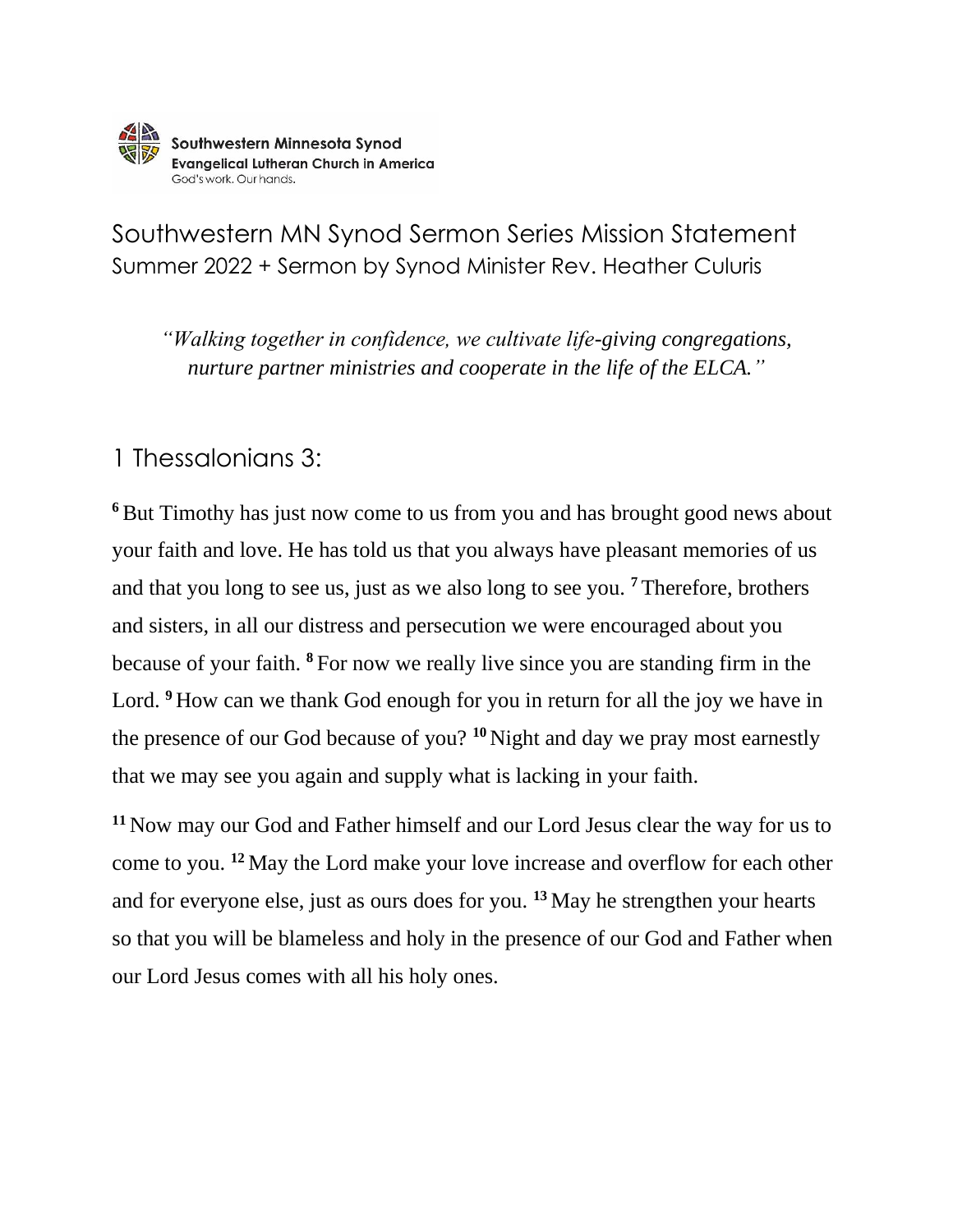Southwestern Minnesota Synod
Evangelical Lutheran Church in America
God's work. Our hands.

# Southwestern MN Synod Sermon Series Mission Statement

Summer 2022 + Sermon by Synod Minister Rev. Heather Culuris

*"Walking together in confidence, we cultivate life-giving congregations, nurture partner ministries and cooperate in the life of the ELCA."*

## 1 Thessalonians 3:

**6** But Timothy has just now come to us from you and has brought good news about your faith and love. He has told us that you always have pleasant memories of us and that you long to see us, just as we also long to see you. **7** Therefore, brothers and sisters, in all our distress and persecution we were encouraged about you because of your faith. **8** For now we really live since you are standing firm in the Lord. **9** How can we thank God enough for you in return for all the joy we have in the presence of our God because of you? **10** Night and day we pray most earnestly that we may see you again and supply what is lacking in your faith.

**11** Now may our God and Father himself and our Lord Jesus clear the way for us to come to you. **12** May the Lord make your love increase and overflow for each other and for everyone else, just as ours does for you. **13** May he strengthen your hearts so that you will be blameless and holy in the presence of our God and Father when our Lord Jesus comes with all his holy ones.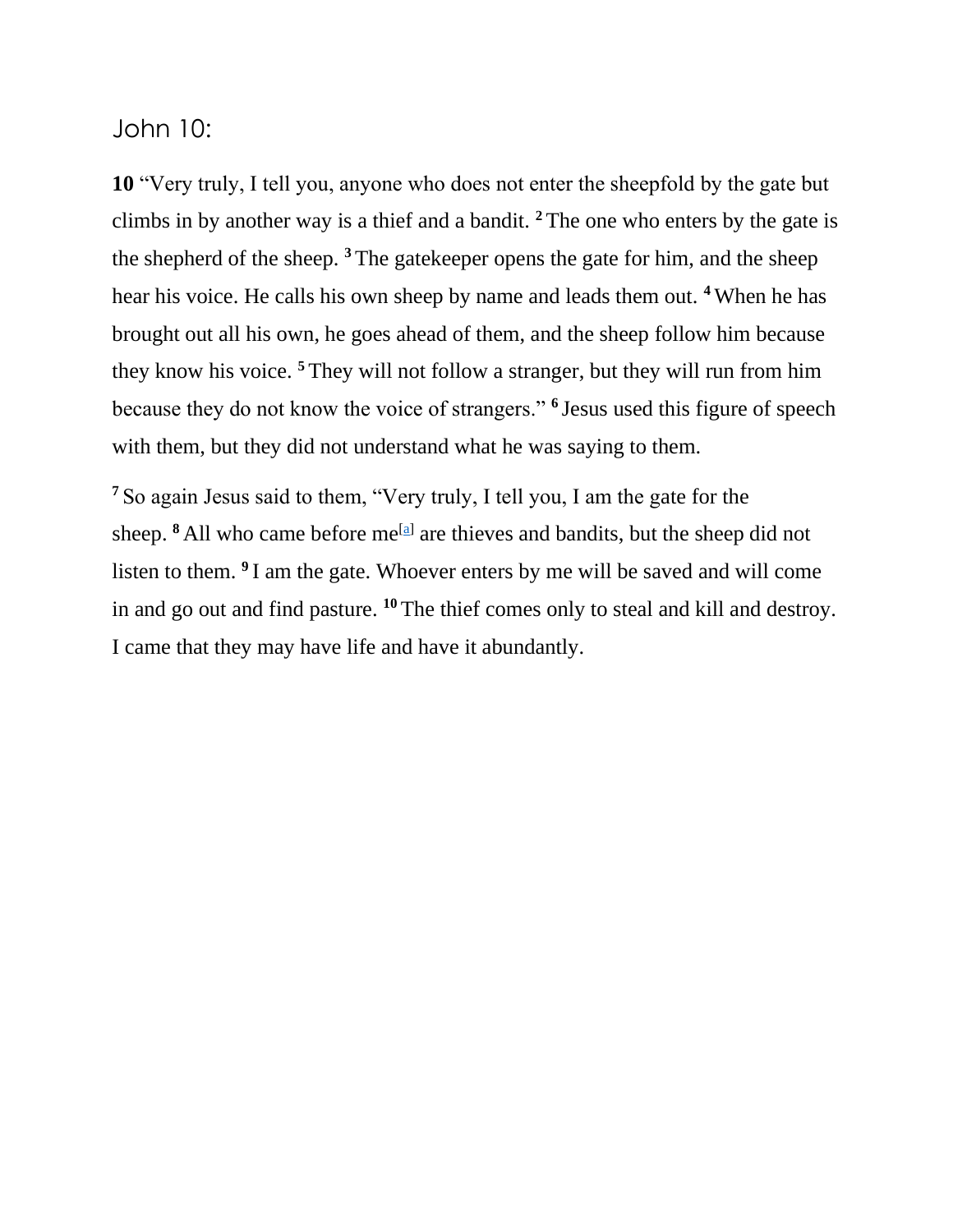## John 10:

**10** "Very truly, I tell you, anyone who does not enter the sheepfold by the gate but climbs in by another way is a thief and a bandit. **2** The one who enters by the gate is the shepherd of the sheep. **3** The gatekeeper opens the gate for him, and the sheep hear his voice. He calls his own sheep by name and leads them out. **4** When he has brought out all his own, he goes ahead of them, and the sheep follow him because they know his voice. **5** They will not follow a stranger, but they will run from him because they do not know the voice of strangers." **6** Jesus used this figure of speech with them, but they did not understand what he was saying to them.

**7** So again Jesus said to them, "Very truly, I tell you, I am the gate for the sheep. **8** All who came before me[a] are thieves and bandits, but the sheep did not listen to them. **9** I am the gate. Whoever enters by me will be saved and will come in and go out and find pasture. **10** The thief comes only to steal and kill and destroy. I came that they may have life and have it abundantly.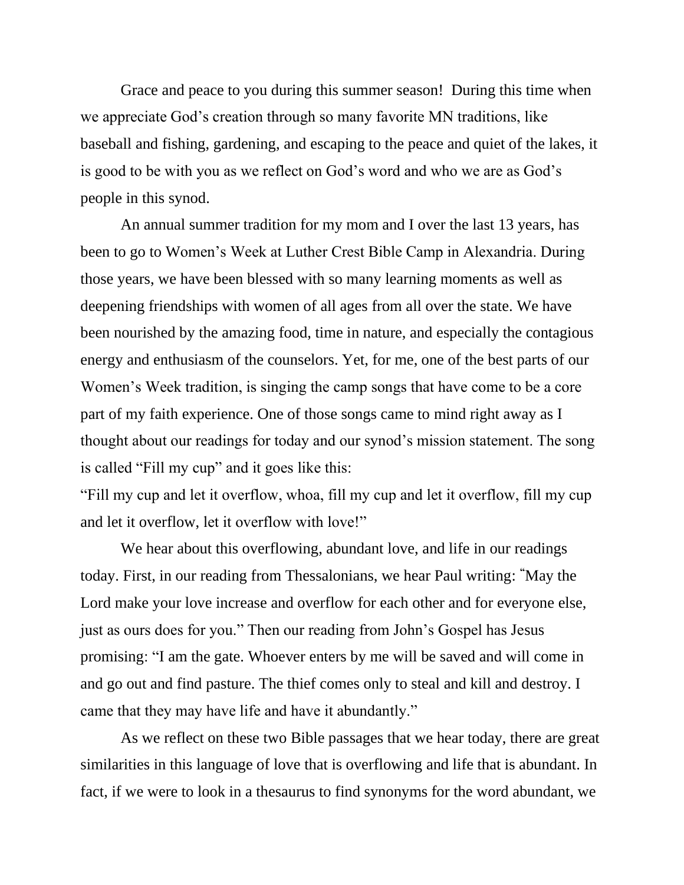Grace and peace to you during this summer season! During this time when we appreciate God's creation through so many favorite MN traditions, like baseball and fishing, gardening, and escaping to the peace and quiet of the lakes, it is good to be with you as we reflect on God's word and who we are as God's people in this synod.

An annual summer tradition for my mom and I over the last 13 years, has been to go to Women's Week at Luther Crest Bible Camp in Alexandria. During those years, we have been blessed with so many learning moments as well as deepening friendships with women of all ages from all over the state. We have been nourished by the amazing food, time in nature, and especially the contagious energy and enthusiasm of the counselors. Yet, for me, one of the best parts of our Women's Week tradition, is singing the camp songs that have come to be a core part of my faith experience. One of those songs came to mind right away as I thought about our readings for today and our synod's mission statement. The song is called "Fill my cup" and it goes like this:

"Fill my cup and let it overflow, whoa, fill my cup and let it overflow, fill my cup and let it overflow, let it overflow with love!"

We hear about this overflowing, abundant love, and life in our readings today. First, in our reading from Thessalonians, we hear Paul writing: "May the Lord make your love increase and overflow for each other and for everyone else, just as ours does for you." Then our reading from John's Gospel has Jesus promising: "I am the gate. Whoever enters by me will be saved and will come in and go out and find pasture. The thief comes only to steal and kill and destroy. I came that they may have life and have it abundantly."

As we reflect on these two Bible passages that we hear today, there are great similarities in this language of love that is overflowing and life that is abundant. In fact, if we were to look in a thesaurus to find synonyms for the word abundant, we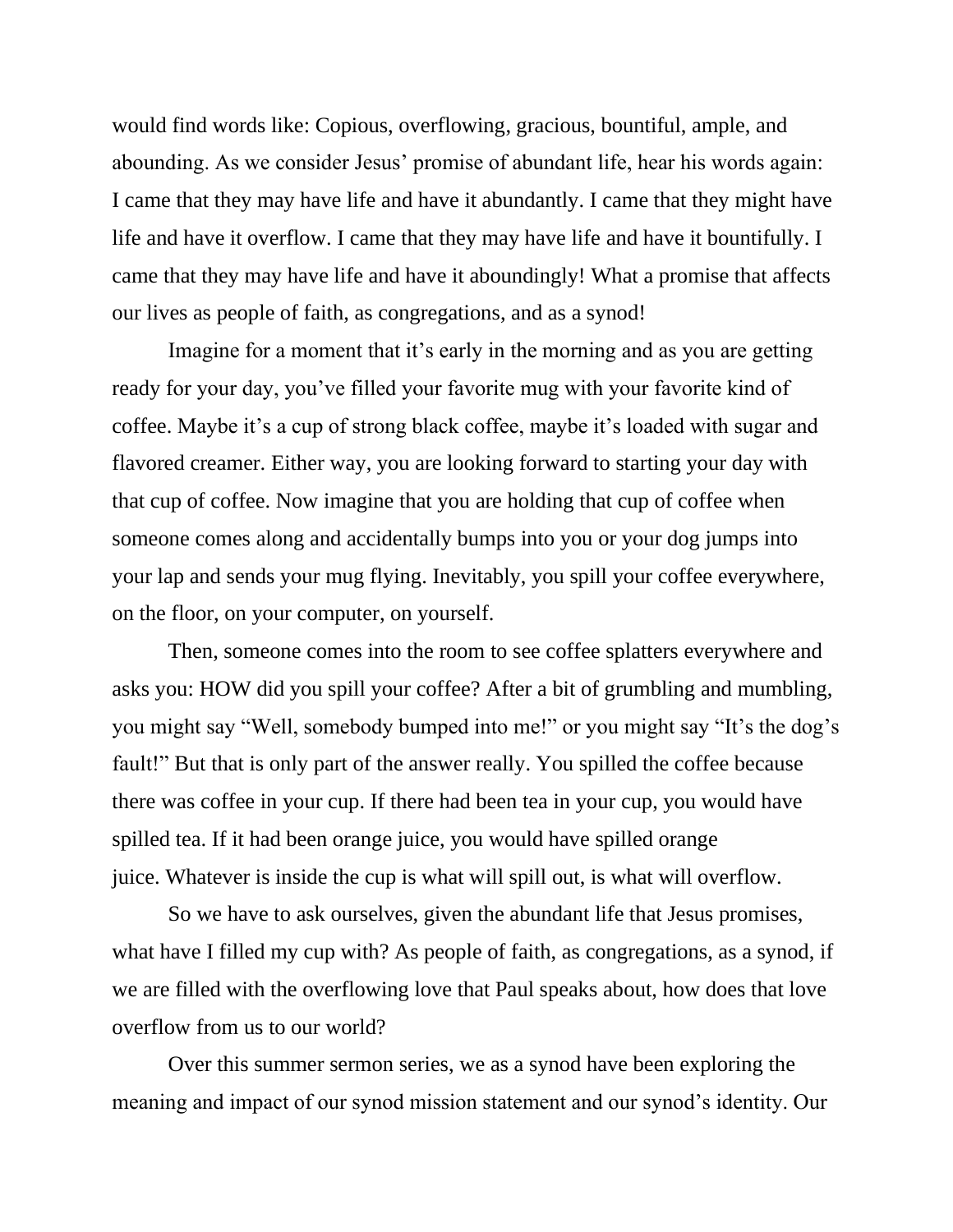would find words like: Copious, overflowing, gracious, bountiful, ample, and abounding. As we consider Jesus' promise of abundant life, hear his words again: I came that they may have life and have it abundantly. I came that they might have life and have it overflow. I came that they may have life and have it bountifully. I came that they may have life and have it aboundingly! What a promise that affects our lives as people of faith, as congregations, and as a synod!

Imagine for a moment that it's early in the morning and as you are getting ready for your day, you've filled your favorite mug with your favorite kind of coffee. Maybe it's a cup of strong black coffee, maybe it's loaded with sugar and flavored creamer. Either way, you are looking forward to starting your day with that cup of coffee. Now imagine that you are holding that cup of coffee when someone comes along and accidentally bumps into you or your dog jumps into your lap and sends your mug flying. Inevitably, you spill your coffee everywhere, on the floor, on your computer, on yourself.

Then, someone comes into the room to see coffee splatters everywhere and asks you: HOW did you spill your coffee? After a bit of grumbling and mumbling, you might say "Well, somebody bumped into me!" or you might say "It's the dog's fault!" But that is only part of the answer really. You spilled the coffee because there was coffee in your cup. If there had been tea in your cup, you would have spilled tea. If it had been orange juice, you would have spilled orange juice. Whatever is inside the cup is what will spill out, is what will overflow.

So we have to ask ourselves, given the abundant life that Jesus promises, what have I filled my cup with? As people of faith, as congregations, as a synod, if we are filled with the overflowing love that Paul speaks about, how does that love overflow from us to our world?

Over this summer sermon series, we as a synod have been exploring the meaning and impact of our synod mission statement and our synod's identity. Our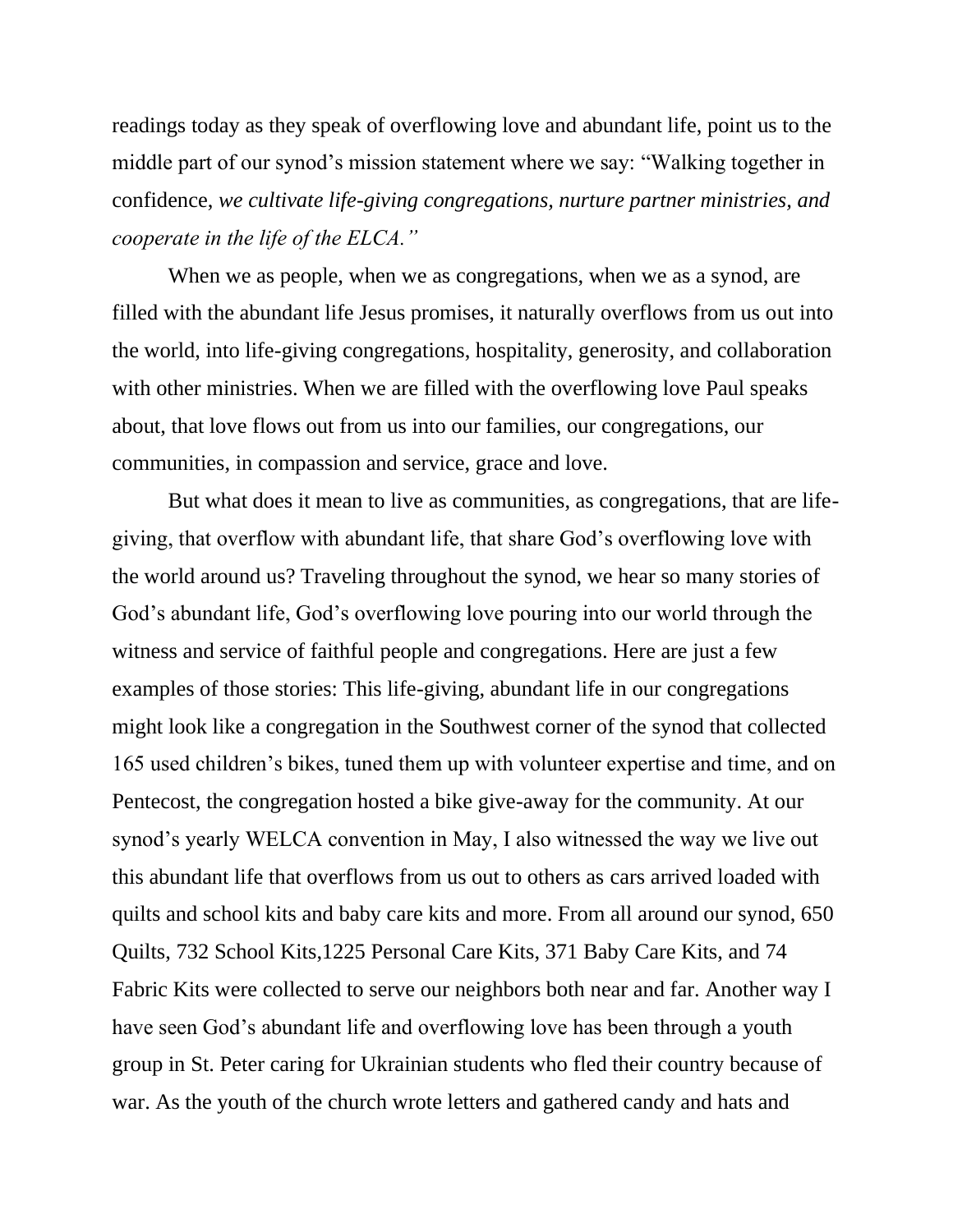readings today as they speak of overflowing love and abundant life, point us to the middle part of our synod's mission statement where we say: "Walking together in confidence, *we cultivate life-giving congregations, nurture partner ministries, and cooperate in the life of the ELCA."*

When we as people, when we as congregations, when we as a synod, are filled with the abundant life Jesus promises, it naturally overflows from us out into the world, into life-giving congregations, hospitality, generosity, and collaboration with other ministries. When we are filled with the overflowing love Paul speaks about, that love flows out from us into our families, our congregations, our communities, in compassion and service, grace and love.

But what does it mean to live as communities, as congregations, that are life-giving, that overflow with abundant life, that share God's overflowing love with the world around us? Traveling throughout the synod, we hear so many stories of God's abundant life, God's overflowing love pouring into our world through the witness and service of faithful people and congregations. Here are just a few examples of those stories: This life-giving, abundant life in our congregations might look like a congregation in the Southwest corner of the synod that collected 165 used children's bikes, tuned them up with volunteer expertise and time, and on Pentecost, the congregation hosted a bike give-away for the community. At our synod's yearly WELCA convention in May, I also witnessed the way we live out this abundant life that overflows from us out to others as cars arrived loaded with quilts and school kits and baby care kits and more. From all around our synod, 650 Quilts, 732 School Kits,1225 Personal Care Kits, 371 Baby Care Kits, and 74 Fabric Kits were collected to serve our neighbors both near and far. Another way I have seen God's abundant life and overflowing love has been through a youth group in St. Peter caring for Ukrainian students who fled their country because of war. As the youth of the church wrote letters and gathered candy and hats and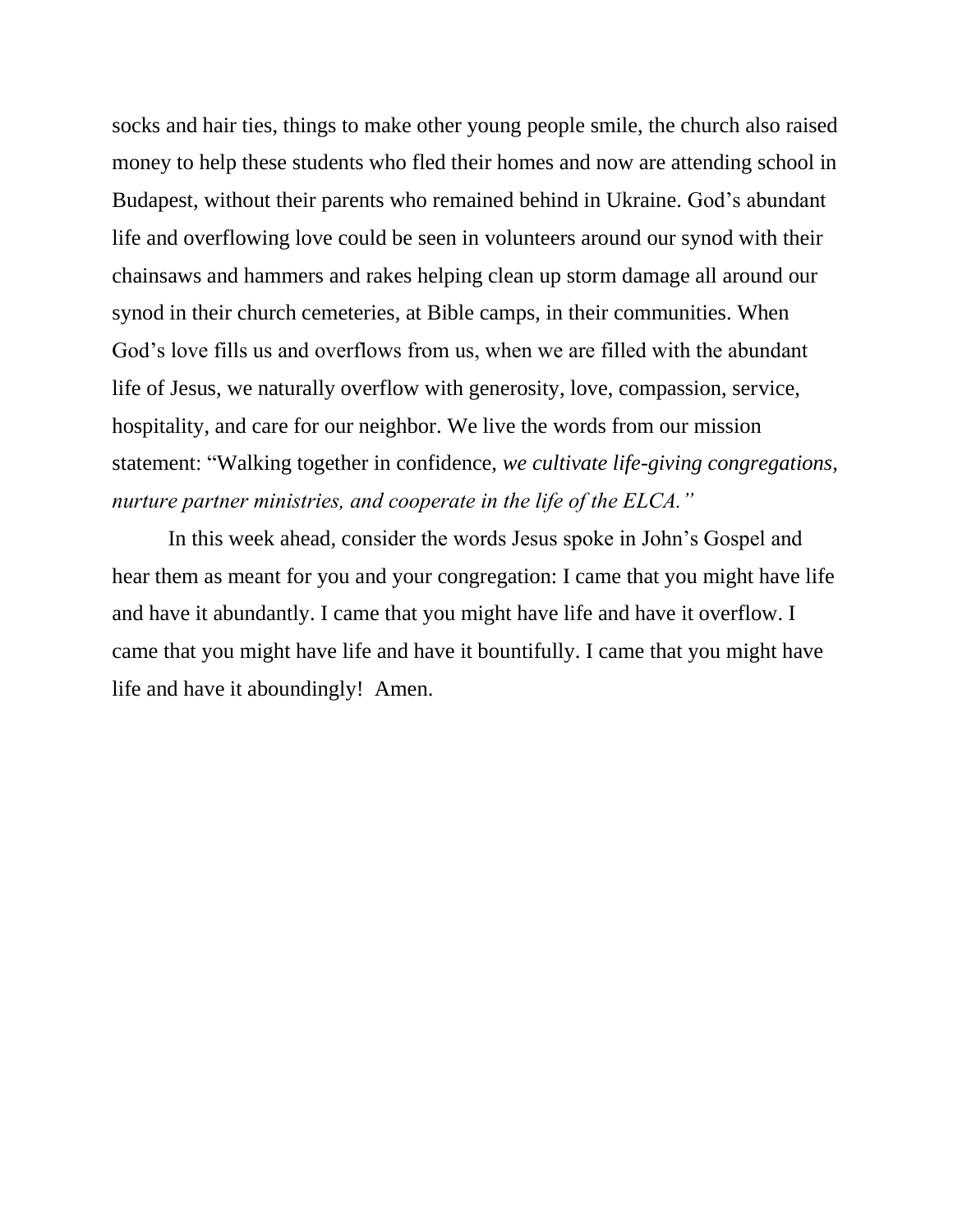socks and hair ties, things to make other young people smile, the church also raised money to help these students who fled their homes and now are attending school in Budapest, without their parents who remained behind in Ukraine. God's abundant life and overflowing love could be seen in volunteers around our synod with their chainsaws and hammers and rakes helping clean up storm damage all around our synod in their church cemeteries, at Bible camps, in their communities. When God's love fills us and overflows from us, when we are filled with the abundant life of Jesus, we naturally overflow with generosity, love, compassion, service, hospitality, and care for our neighbor. We live the words from our mission statement: "Walking together in confidence, *we cultivate life-giving congregations, nurture partner ministries, and cooperate in the life of the ELCA."*

In this week ahead, consider the words Jesus spoke in John's Gospel and hear them as meant for you and your congregation: I came that you might have life and have it abundantly. I came that you might have life and have it overflow. I came that you might have life and have it bountifully. I came that you might have life and have it aboundingly! Amen.